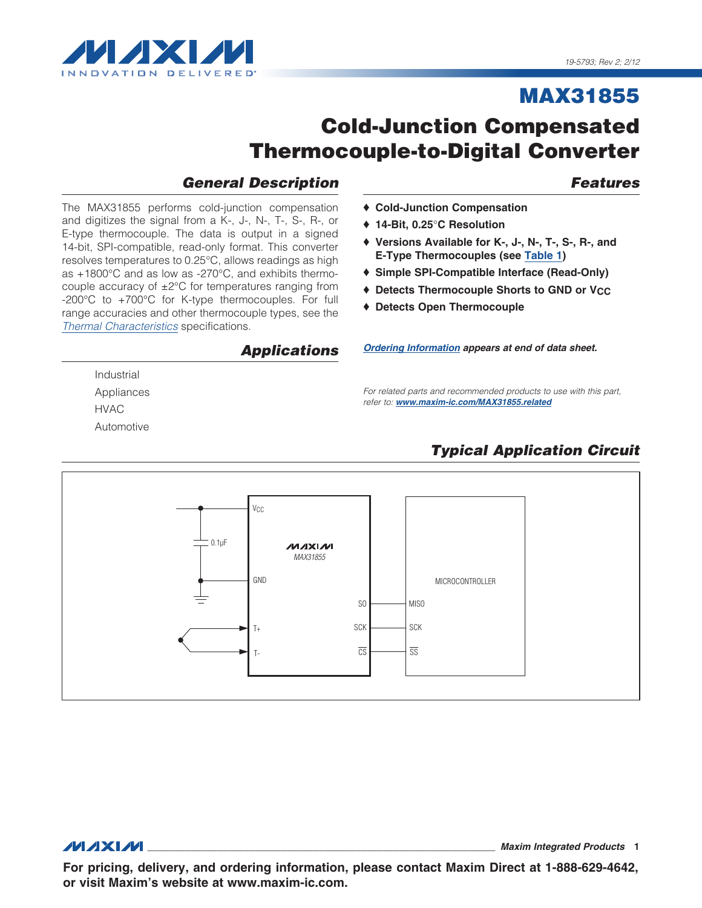# MAX31855

# Cold-Junction Compensated Thermocouple-to-Digital Converter

## General Description

The MAX31855 performs cold-junction compensation and digitizes the signal from a K-, J-, N-, T-, S-, R-, or E-type thermocouple. The data is output in a signed 14-bit, SPI-compatible, read-only format. This converter resolves temperatures to 0.25°C, allows readings as high as +1800°C and as low as -270°C, and exhibits thermocouple accuracy of ±2°C for temperatures ranging from -200°C to +700°C for K-type thermocouples. For full range accuracies and other thermocouple types, see the *Thermal Characteristics* specifications.

## Applications

Industrial

Appliances

HVAC

Automotive

## Features

- ♦ **Cold-Junction Compensation**
- ♦ **14-Bit, 0.25°C Resolution**
- ♦ **Versions Available for K-, J-, N-, T-, S-, R-, and E-Type Thermocouples (see Table 1)**
- ♦ **Simple SPI-Compatible Interface (Read-Only)**
- ♦ **Detects Thermocouple Shorts to GND or $V_{CC}$**
- ♦ **Detects Open Thermocouple**

***Ordering Information* appears at end of data sheet.**

*For related parts and recommended products to use with this part, refer to: **www.maxim-ic.com/MAX31855.related***

## Typical Application Circuit

MAX31855: VCC, GND, T+, T-, SO, SCK, CS — 0.1µF capacitor from VCC to GND

MICROCONTROLLER: MISO, SCK, SS

**For pricing, delivery, and ordering information, please contact Maxim Direct at 1-888-629-4642, or visit Maxim's website at www.maxim-ic.com.**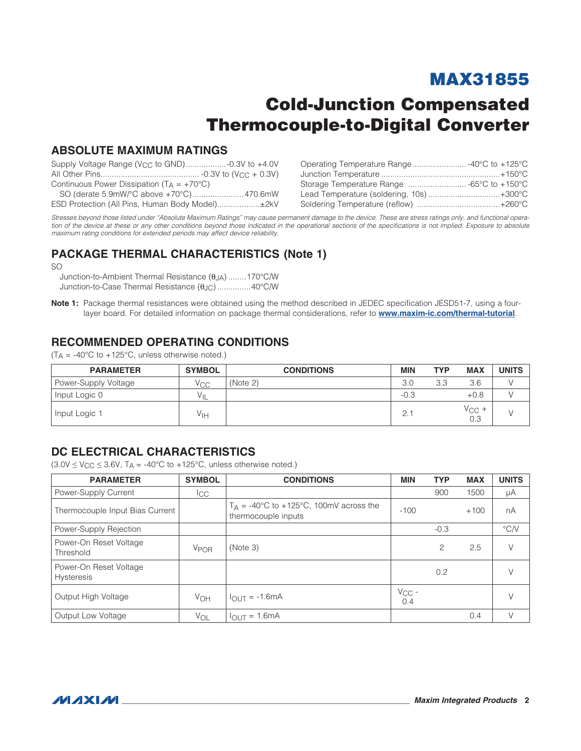## ABSOLUTE MAXIMUM RATINGS

Supply Voltage Range ($V_{CC}$ to GND)..................-0.3V to +4.0V
All Other Pins........................................... -0.3V to ($V_{CC}$ + 0.3V)
Continuous Power Dissipation ($T_A$ = +70°C)
SO (derate 5.9mW/°C above +70°C)......................470.6mW
ESD Protection (All Pins, Human Body Model)..................±2kV

Operating Temperature Range........................ -40°C to +125°C
Junction Temperature ....................................................+150°C
Storage Temperature Range .......................... -65°C to +150°C
Lead Temperature (soldering, 10s) ...............................+300°C
Soldering Temperature (reflow) ....................................+260°C

*Stresses beyond those listed under "Absolute Maximum Ratings" may cause permanent damage to the device. These are stress ratings only, and functional operation of the device at these or any other conditions beyond those indicated in the operational sections of the specifications is not implied. Exposure to absolute maximum rating conditions for extended periods may affect device reliability.*

## PACKAGE THERMAL CHARACTERISTICS (Note 1)

SO
Junction-to-Ambient Thermal Resistance ($\theta_{JA}$) ........170°C/W
Junction-to-Case Thermal Resistance ($\theta_{JC}$)...............40°C/W

**Note 1:** Package thermal resistances were obtained using the method described in JEDEC specification JESD51-7, using a four-layer board. For detailed information on package thermal considerations, refer to **www.maxim-ic.com/thermal-tutorial**.

## RECOMMENDED OPERATING CONDITIONS

($T_A$ = -40°C to +125°C, unless otherwise noted.)

| PARAMETER | SYMBOL | CONDITIONS | MIN | TYP | MAX | UNITS |
|---|---|---|---|---|---|---|
| Power-Supply Voltage | $V_{CC}$ | (Note 2) | 3.0 | 3.3 | 3.6 | V |
| Input Logic 0 | $V_{IL}$ | | -0.3 | | +0.8 | V |
| Input Logic 1 | $V_{IH}$ | | 2.1 | | $V_{CC}$ + 0.3 | V |

## DC ELECTRICAL CHARACTERISTICS

(3.0V ≤ $V_{CC}$ ≤ 3.6V, $T_A$ = -40°C to +125°C, unless otherwise noted.)

| PARAMETER | SYMBOL | CONDITIONS | MIN | TYP | MAX | UNITS |
|---|---|---|---|---|---|---|
| Power-Supply Current | $I_{CC}$ | | | 900 | 1500 | µA |
| Thermocouple Input Bias Current | | $T_A$ = -40°C to +125°C, 100mV across the thermocouple inputs | -100 | | +100 | nA |
| Power-Supply Rejection | | | | -0.3 | | °C/V |
| Power-On Reset Voltage Threshold | $V_{POR}$ | (Note 3) | | 2 | 2.5 | V |
| Power-On Reset Voltage Hysteresis | | | | 0.2 | | V |
| Output High Voltage | $V_{OH}$ | $I_{OUT}$ = -1.6mA | $V_{CC}$ - 0.4 | | | V |
| Output Low Voltage | $V_{OL}$ | $I_{OUT}$ = 1.6mA | | | 0.4 | V |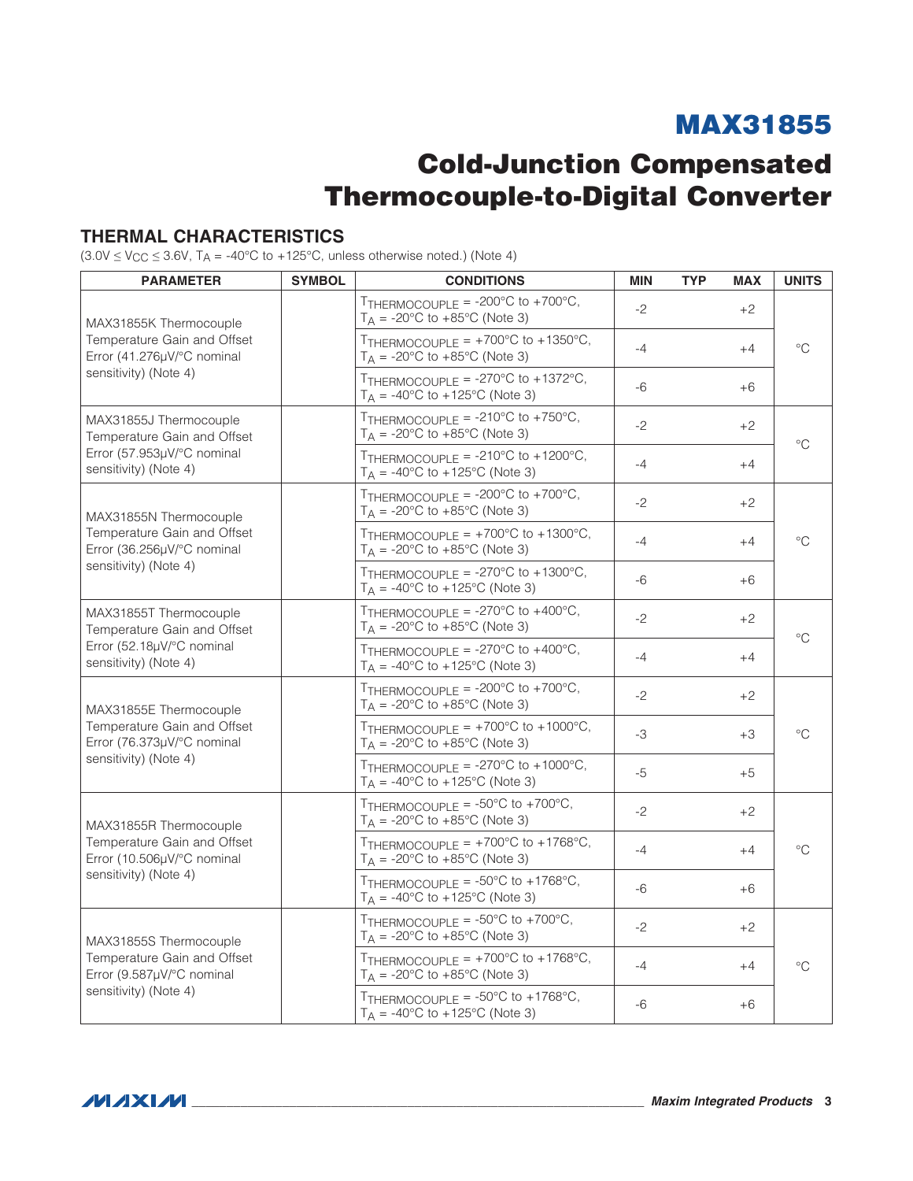## THERMAL CHARACTERISTICS

($3.0V \leq V_{CC} \leq 3.6V$, $T_A$ = -40°C to +125°C, unless otherwise noted.) (Note 4)

| PARAMETER | SYMBOL | CONDITIONS | MIN | TYP | MAX | UNITS |
|---|---|---|---|---|---|---|
| MAX31855K Thermocouple Temperature Gain and Offset Error (41.276µV/°C nominal sensitivity) (Note 4) | | $T_{THERMOCOUPLE}$ = -200°C to +700°C, $T_A$ = -20°C to +85°C (Note 3) | -2 | | +2 | °C |
| | | $T_{THERMOCOUPLE}$ = +700°C to +1350°C, $T_A$ = -20°C to +85°C (Note 3) | -4 | | +4 | |
| | | $T_{THERMOCOUPLE}$ = -270°C to +1372°C, $T_A$ = -40°C to +125°C (Note 3) | -6 | | +6 | |
| MAX31855J Thermocouple Temperature Gain and Offset Error (57.953µV/°C nominal sensitivity) (Note 4) | | $T_{THERMOCOUPLE}$ = -210°C to +750°C, $T_A$ = -20°C to +85°C (Note 3) | -2 | | +2 | °C |
| | | $T_{THERMOCOUPLE}$ = -210°C to +1200°C, $T_A$ = -40°C to +125°C (Note 3) | -4 | | +4 | |
| MAX31855N Thermocouple Temperature Gain and Offset Error (36.256µV/°C nominal sensitivity) (Note 4) | | $T_{THERMOCOUPLE}$ = -200°C to +700°C, $T_A$ = -20°C to +85°C (Note 3) | -2 | | +2 | °C |
| | | $T_{THERMOCOUPLE}$ = +700°C to +1300°C, $T_A$ = -20°C to +85°C (Note 3) | -4 | | +4 | |
| | | $T_{THERMOCOUPLE}$ = -270°C to +1300°C, $T_A$ = -40°C to +125°C (Note 3) | -6 | | +6 | |
| MAX31855T Thermocouple Temperature Gain and Offset Error (52.18µV/°C nominal sensitivity) (Note 4) | | $T_{THERMOCOUPLE}$ = -270°C to +400°C, $T_A$ = -20°C to +85°C (Note 3) | -2 | | +2 | °C |
| | | $T_{THERMOCOUPLE}$ = -270°C to +400°C, $T_A$ = -40°C to +125°C (Note 3) | -4 | | +4 | |
| MAX31855E Thermocouple Temperature Gain and Offset Error (76.373µV/°C nominal sensitivity) (Note 4) | | $T_{THERMOCOUPLE}$ = -200°C to +700°C, $T_A$ = -20°C to +85°C (Note 3) | -2 | | +2 | °C |
| | | $T_{THERMOCOUPLE}$ = +700°C to +1000°C, $T_A$ = -20°C to +85°C (Note 3) | -3 | | +3 | |
| | | $T_{THERMOCOUPLE}$ = -270°C to +1000°C, $T_A$ = -40°C to +125°C (Note 3) | -5 | | +5 | |
| MAX31855R Thermocouple Temperature Gain and Offset Error (10.506µV/°C nominal sensitivity) (Note 4) | | $T_{THERMOCOUPLE}$ = -50°C to +700°C, $T_A$ = -20°C to +85°C (Note 3) | -2 | | +2 | °C |
| | | $T_{THERMOCOUPLE}$ = +700°C to +1768°C, $T_A$ = -20°C to +85°C (Note 3) | -4 | | +4 | |
| | | $T_{THERMOCOUPLE}$ = -50°C to +1768°C, $T_A$ = -40°C to +125°C (Note 3) | -6 | | +6 | |
| MAX31855S Thermocouple Temperature Gain and Offset Error (9.587µV/°C nominal sensitivity) (Note 4) | | $T_{THERMOCOUPLE}$ = -50°C to +700°C, $T_A$ = -20°C to +85°C (Note 3) | -2 | | +2 | °C |
| | | $T_{THERMOCOUPLE}$ = +700°C to +1768°C, $T_A$ = -20°C to +85°C (Note 3) | -4 | | +4 | |
| | | $T_{THERMOCOUPLE}$ = -50°C to +1768°C, $T_A$ = -40°C to +125°C (Note 3) | -6 | | +6 | |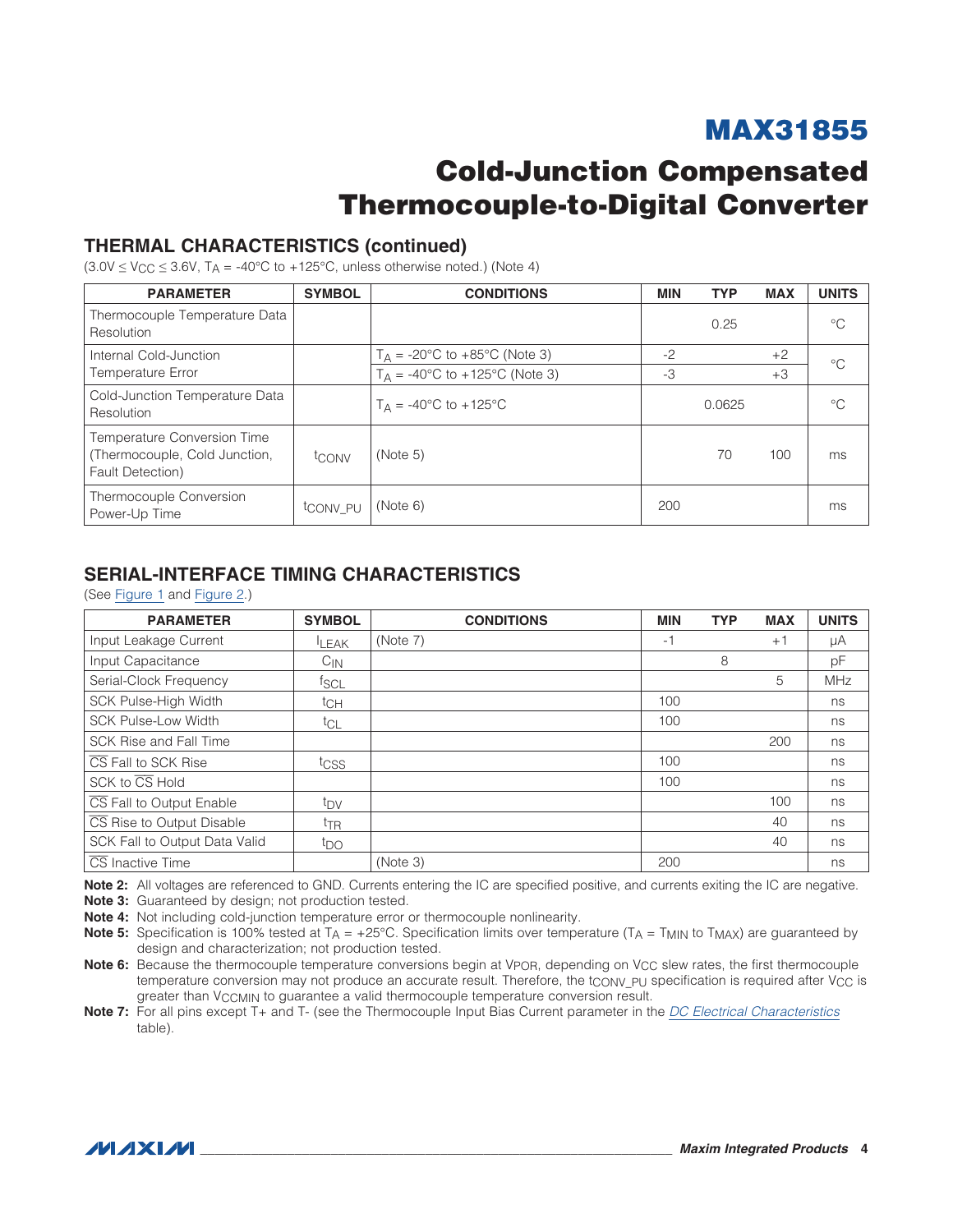## THERMAL CHARACTERISTICS (continued)

(3.0V ≤ $V_{CC}$ ≤ 3.6V, $T_A$ = -40°C to +125°C, unless otherwise noted.) (Note 4)

| PARAMETER | SYMBOL | CONDITIONS | MIN | TYP | MAX | UNITS |
|---|---|---|---|---|---|---|
| Thermocouple Temperature Data Resolution | | | | 0.25 | | °C |
| Internal Cold-Junction Temperature Error | | $T_A$ = -20°C to +85°C (Note 3) | -2 | | +2 | °C |
| | | $T_A$ = -40°C to +125°C (Note 3) | -3 | | +3 | |
| Cold-Junction Temperature Data Resolution | | $T_A$ = -40°C to +125°C | | 0.0625 | | °C |
| Temperature Conversion Time (Thermocouple, Cold Junction, Fault Detection) | $t_{CONV}$ | (Note 5) | | 70 | 100 | ms |
| Thermocouple Conversion Power-Up Time | $t_{CONV\_PU}$ | (Note 6) | 200 | | | ms |

## SERIAL-INTERFACE TIMING CHARACTERISTICS

(See Figure 1 and Figure 2.)

| PARAMETER | SYMBOL | CONDITIONS | MIN | TYP | MAX | UNITS |
|---|---|---|---|---|---|---|
| Input Leakage Current | $I_{LEAK}$ | (Note 7) | -1 | | +1 | µA |
| Input Capacitance | $C_{IN}$ | | | 8 | | pF |
| Serial-Clock Frequency | $f_{SCL}$ | | | | 5 | MHz |
| SCK Pulse-High Width | $t_{CH}$ | | 100 | | | ns |
| SCK Pulse-Low Width | $t_{CL}$ | | 100 | | | ns |
| SCK Rise and Fall Time | | | | | 200 | ns |
| $\overline{CS}$ Fall to SCK Rise | $t_{CSS}$ | | 100 | | | ns |
| SCK to $\overline{CS}$ Hold | | | 100 | | | ns |
| $\overline{CS}$ Fall to Output Enable | $t_{DV}$ | | | | 100 | ns |
| $\overline{CS}$ Rise to Output Disable | $t_{TR}$ | | | | 40 | ns |
| SCK Fall to Output Data Valid | $t_{DO}$ | | | | 40 | ns |
| $\overline{CS}$ Inactive Time | | (Note 3) | 200 | | | ns |

**Note 2:** All voltages are referenced to GND. Currents entering the IC are specified positive, and currents exiting the IC are negative.

**Note 3:** Guaranteed by design; not production tested.

**Note 4:** Not including cold-junction temperature error or thermocouple nonlinearity.

**Note 5:** Specification is 100% tested at $T_A$ = +25°C. Specification limits over temperature ($T_A$ = $T_{MIN}$ to $T_{MAX}$) are guaranteed by design and characterization; not production tested.

**Note 6:** Because the thermocouple temperature conversions begin at $V_{POR}$, depending on $V_{CC}$ slew rates, the first thermocouple temperature conversion may not produce an accurate result. Therefore, the $t_{CONV\_PU}$ specification is required after $V_{CC}$ is greater than $V_{CCMIN}$ to guarantee a valid thermocouple temperature conversion result.

**Note 7:** For all pins except T+ and T- (see the Thermocouple Input Bias Current parameter in the *DC Electrical Characteristics* table).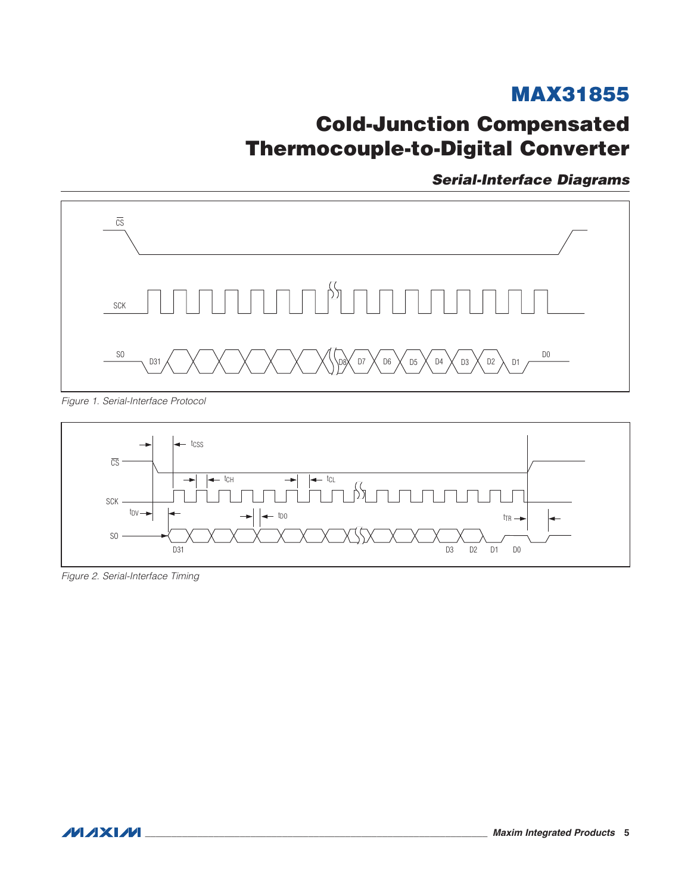## Serial-Interface Diagrams

Figure 1. Serial-Interface Protocol

Figure 2. Serial-Interface Timing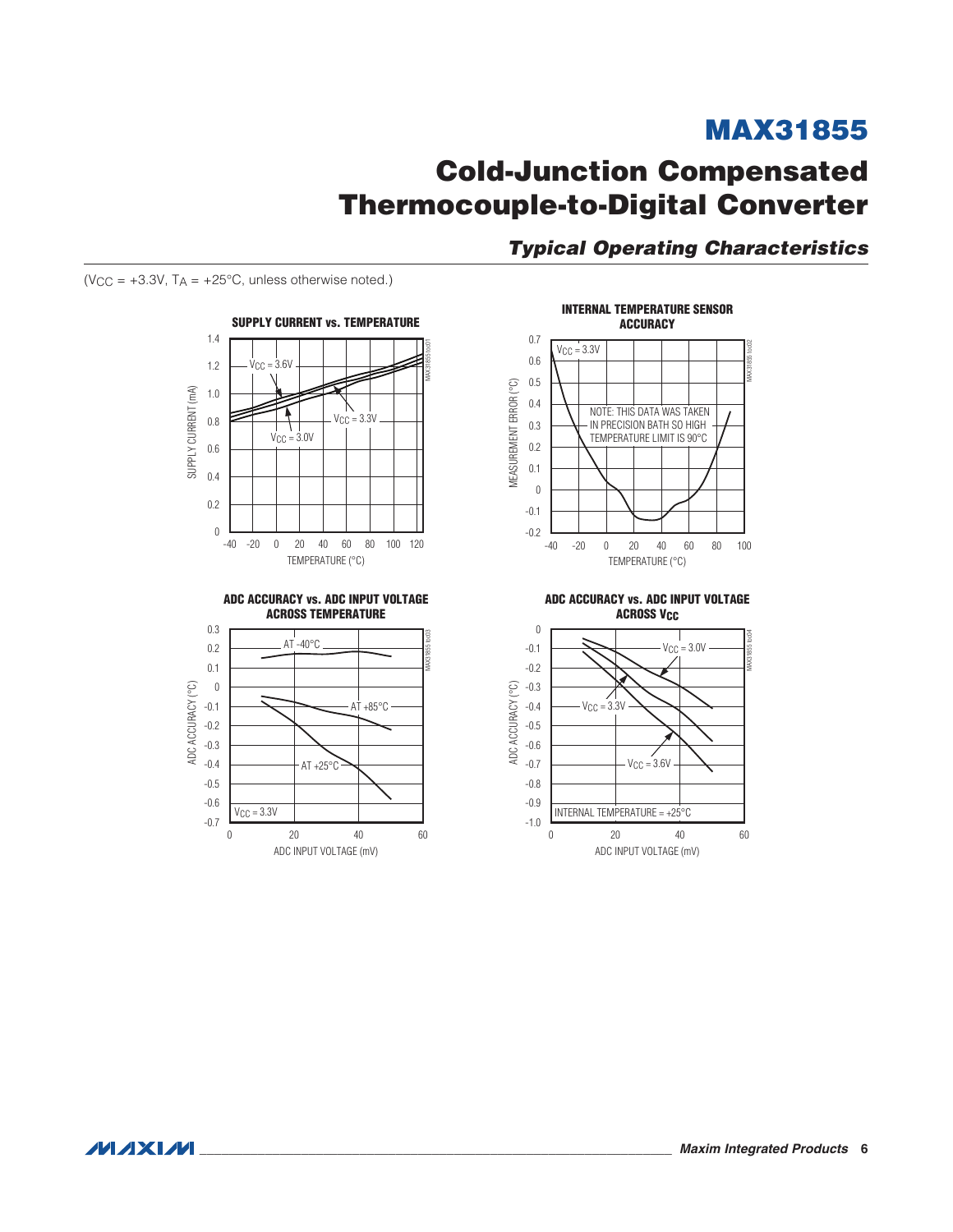## Typical Operating Characteristics

($V_{CC}$ = +3.3V, $T_A$ = +25°C, unless otherwise noted.)

**SUPPLY CURRENT vs. TEMPERATURE**

**INTERNAL TEMPERATURE SENSOR ACCURACY**

**ADC ACCURACY vs. ADC INPUT VOLTAGE ACROSS TEMPERATURE**

**ADC ACCURACY vs. ADC INPUT VOLTAGE ACROSS $V_{CC}$**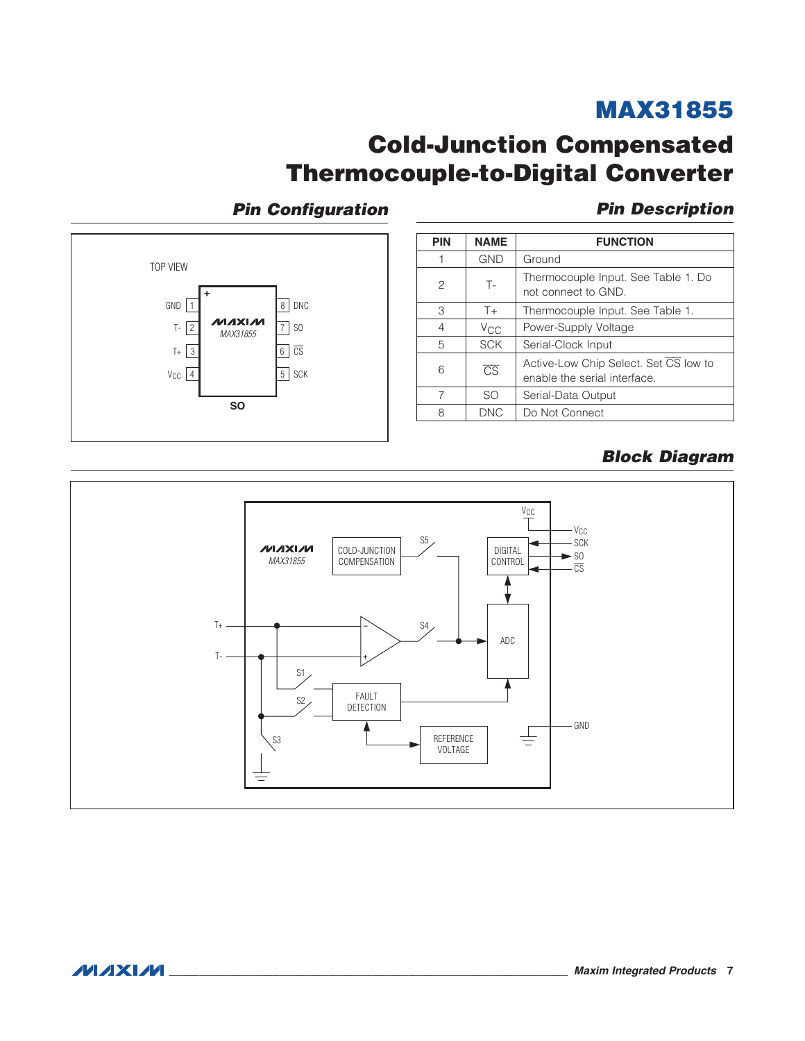## Pin Configuration

TOP VIEW

| Pin | Name | | Pin | Name |
|---|---|---|---|---|
| 1 | GND | | 8 | DNC |
| 2 | T- | | 7 | SO |
| 3 | T+ | | 6 | $\overline{CS}$ |
| 4 | $V_{CC}$ | | 5 | SCK |

MAX31855

SO

## Pin Description

| PIN | NAME | FUNCTION |
|---|---|---|
| 1 | GND | Ground |
| 2 | T- | Thermocouple Input. See Table 1. Do not connect to GND. |
| 3 | T+ | Thermocouple Input. See Table 1. |
| 4 | $V_{CC}$ | Power-Supply Voltage |
| 5 | SCK | Serial-Clock Input |
| 6 | $\overline{CS}$ | Active-Low Chip Select. Set $\overline{CS}$ low to enable the serial interface. |
| 7 | SO | Serial-Data Output |
| 8 | DNC | Do Not Connect |

## Block Diagram

MAX31855: COLD-JUNCTION COMPENSATION, S5, DIGITAL CONTROL, $V_{CC}$, SCK, SO, $\overline{CS}$, T+, T-, S4, ADC, S1, S2, S3, FAULT DETECTION, REFERENCE VOLTAGE, GND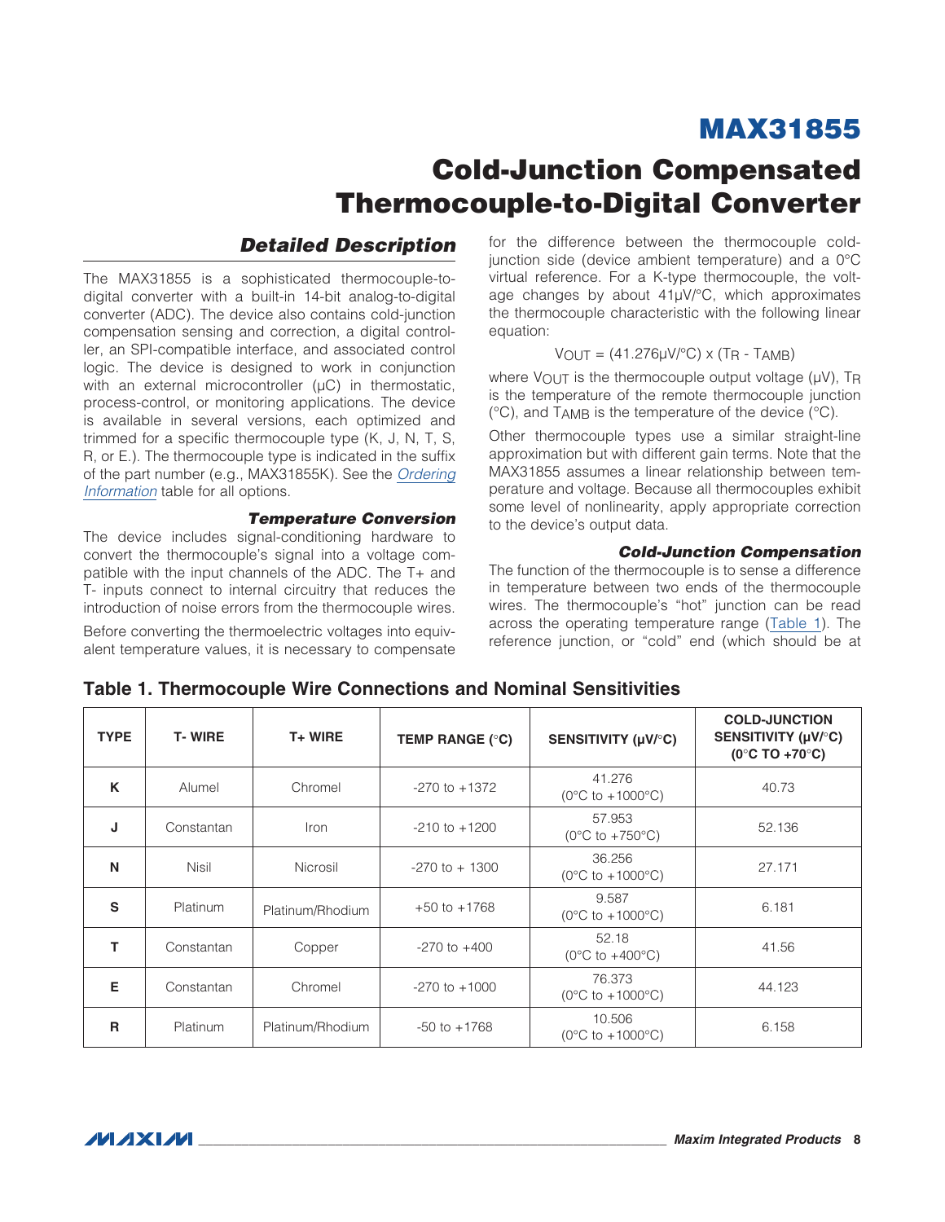## Detailed Description

The MAX31855 is a sophisticated thermocouple-to-digital converter with a built-in 14-bit analog-to-digital converter (ADC). The device also contains cold-junction compensation sensing and correction, a digital controller, an SPI-compatible interface, and associated control logic. The device is designed to work in conjunction with an external microcontroller (µC) in thermostatic, process-control, or monitoring applications. The device is available in several versions, each optimized and trimmed for a specific thermocouple type (K, J, N, T, S, R, or E.). The thermocouple type is indicated in the suffix of the part number (e.g., MAX31855K). See the *Ordering Information* table for all options.

### Temperature Conversion

The device includes signal-conditioning hardware to convert the thermocouple's signal into a voltage compatible with the input channels of the ADC. The T+ and T- inputs connect to internal circuitry that reduces the introduction of noise errors from the thermocouple wires.

Before converting the thermoelectric voltages into equivalent temperature values, it is necessary to compensate for the difference between the thermocouple cold-junction side (device ambient temperature) and a 0°C virtual reference. For a K-type thermocouple, the voltage changes by about 41µV/°C, which approximates the thermocouple characteristic with the following linear equation:

$$V_{OUT} = (41.276\mu V/^{\circ}C) \times (T_R - T_{AMB})$$

where $V_{OUT}$ is the thermocouple output voltage (µV), $T_R$ is the temperature of the remote thermocouple junction (°C), and $T_{AMB}$ is the temperature of the device (°C).

Other thermocouple types use a similar straight-line approximation but with different gain terms. Note that the MAX31855 assumes a linear relationship between temperature and voltage. Because all thermocouples exhibit some level of nonlinearity, apply appropriate correction to the device's output data.

### Cold-Junction Compensation

The function of the thermocouple is to sense a difference in temperature between two ends of the thermocouple wires. The thermocouple's "hot" junction can be read across the operating temperature range (Table 1). The reference junction, or "cold" end (which should be at

**Table 1. Thermocouple Wire Connections and Nominal Sensitivities**

| TYPE | T- WIRE | T+ WIRE | TEMP RANGE (°C) | SENSITIVITY (µV/°C) | COLD-JUNCTION SENSITIVITY (µV/°C) (0°C TO +70°C) |
|---|---|---|---|---|---|
| K | Alumel | Chromel | -270 to +1372 | 41.276 (0°C to +1000°C) | 40.73 |
| J | Constantan | Iron | -210 to +1200 | 57.953 (0°C to +750°C) | 52.136 |
| N | Nisil | Nicrosil | -270 to + 1300 | 36.256 (0°C to +1000°C) | 27.171 |
| S | Platinum | Platinum/Rhodium | +50 to +1768 | 9.587 (0°C to +1000°C) | 6.181 |
| T | Constantan | Copper | -270 to +400 | 52.18 (0°C to +400°C) | 41.56 |
| E | Constantan | Chromel | -270 to +1000 | 76.373 (0°C to +1000°C) | 44.123 |
| R | Platinum | Platinum/Rhodium | -50 to +1768 | 10.506 (0°C to +1000°C) | 6.158 |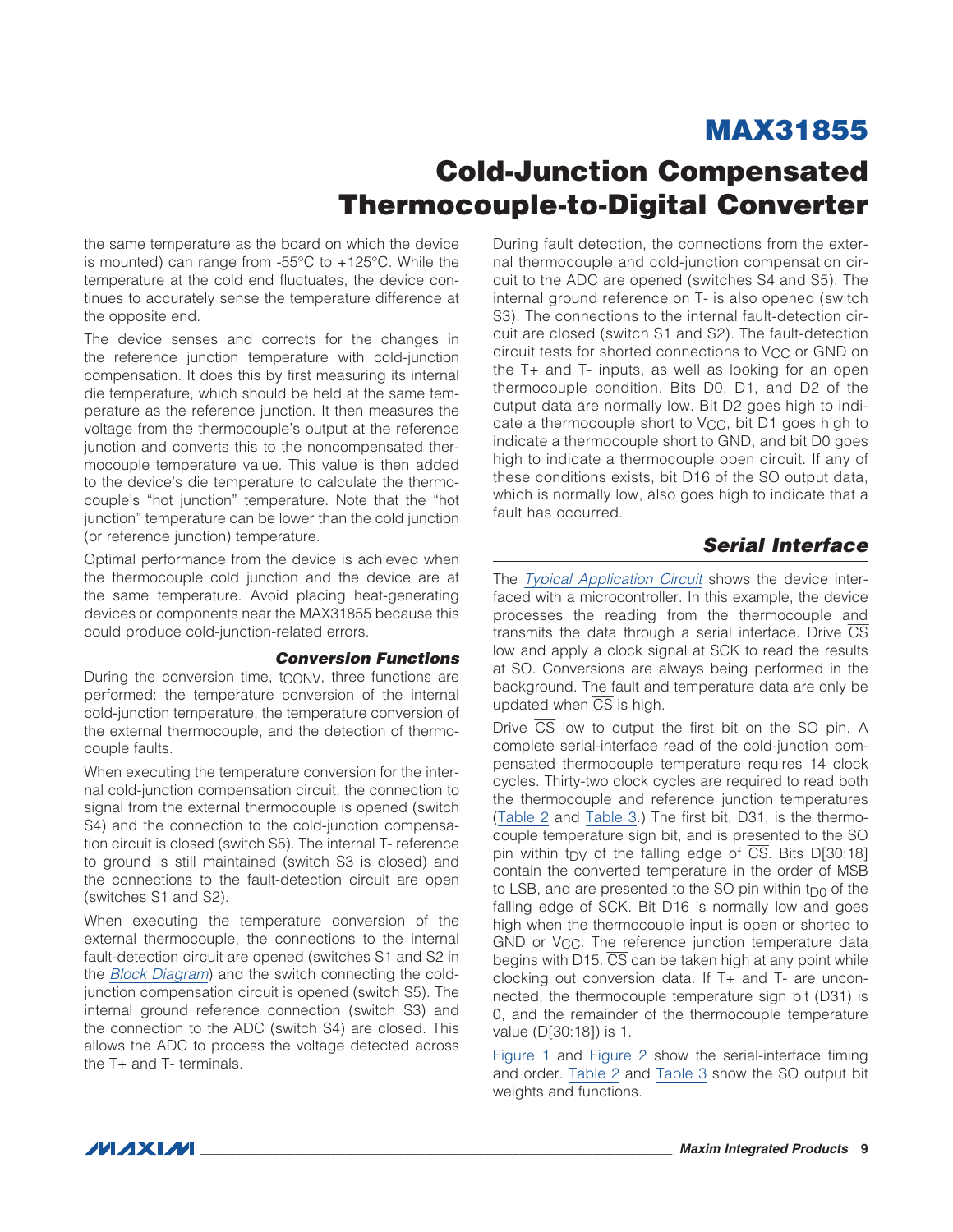the same temperature as the board on which the device is mounted) can range from -55°C to +125°C. While the temperature at the cold end fluctuates, the device continues to accurately sense the temperature difference at the opposite end.

The device senses and corrects for the changes in the reference junction temperature with cold-junction compensation. It does this by first measuring its internal die temperature, which should be held at the same temperature as the reference junction. It then measures the voltage from the thermocouple's output at the reference junction and converts this to the noncompensated thermocouple temperature value. This value is then added to the device's die temperature to calculate the thermocouple's "hot junction" temperature. Note that the "hot junction" temperature can be lower than the cold junction (or reference junction) temperature.

Optimal performance from the device is achieved when the thermocouple cold junction and the device are at the same temperature. Avoid placing heat-generating devices or components near the MAX31855 because this could produce cold-junction-related errors.

### *Conversion Functions*

During the conversion time, $t_{CONV}$, three functions are performed: the temperature conversion of the internal cold-junction temperature, the temperature conversion of the external thermocouple, and the detection of thermocouple faults.

When executing the temperature conversion for the internal cold-junction compensation circuit, the connection to signal from the external thermocouple is opened (switch S4) and the connection to the cold-junction compensation circuit is closed (switch S5). The internal T- reference to ground is still maintained (switch S3 is closed) and the connections to the fault-detection circuit are open (switches S1 and S2).

When executing the temperature conversion of the external thermocouple, the connections to the internal fault-detection circuit are opened (switches S1 and S2 in the *Block Diagram*) and the switch connecting the cold-junction compensation circuit is opened (switch S5). The internal ground reference connection (switch S3) and the connection to the ADC (switch S4) are closed. This allows the ADC to process the voltage detected across the T+ and T- terminals.

During fault detection, the connections from the external thermocouple and cold-junction compensation circuit to the ADC are opened (switches S4 and S5). The internal ground reference on T- is also opened (switch S3). The connections to the internal fault-detection circuit are closed (switch S1 and S2). The fault-detection circuit tests for shorted connections to $V_{CC}$ or GND on the T+ and T- inputs, as well as looking for an open thermocouple condition. Bits D0, D1, and D2 of the output data are normally low. Bit D2 goes high to indicate a thermocouple short to $V_{CC}$, bit D1 goes high to indicate a thermocouple short to GND, and bit D0 goes high to indicate a thermocouple open circuit. If any of these conditions exists, bit D16 of the SO output data, which is normally low, also goes high to indicate that a fault has occurred.

## *Serial Interface*

The *Typical Application Circuit* shows the device interfaced with a microcontroller. In this example, the device processes the reading from the thermocouple and transmits the data through a serial interface. Drive $\overline{CS}$ low and apply a clock signal at SCK to read the results at SO. Conversions are always being performed in the background. The fault and temperature data are only be updated when $\overline{CS}$ is high.

Drive $\overline{CS}$ low to output the first bit on the SO pin. A complete serial-interface read of the cold-junction compensated thermocouple temperature requires 14 clock cycles. Thirty-two clock cycles are required to read both the thermocouple and reference junction temperatures (Table 2 and Table 3.) The first bit, D31, is the thermocouple temperature sign bit, and is presented to the SO pin within $t_{DV}$ of the falling edge of $\overline{CS}$. Bits D[30:18] contain the converted temperature in the order of MSB to LSB, and are presented to the SO pin within $t_{D0}$ of the falling edge of SCK. Bit D16 is normally low and goes high when the thermocouple input is open or shorted to GND or $V_{CC}$. The reference junction temperature data begins with D15. $\overline{CS}$ can be taken high at any point while clocking out conversion data. If T+ and T- are unconnected, the thermocouple temperature sign bit (D31) is 0, and the remainder of the thermocouple temperature value (D[30:18]) is 1.

Figure 1 and Figure 2 show the serial-interface timing and order. Table 2 and Table 3 show the SO output bit weights and functions.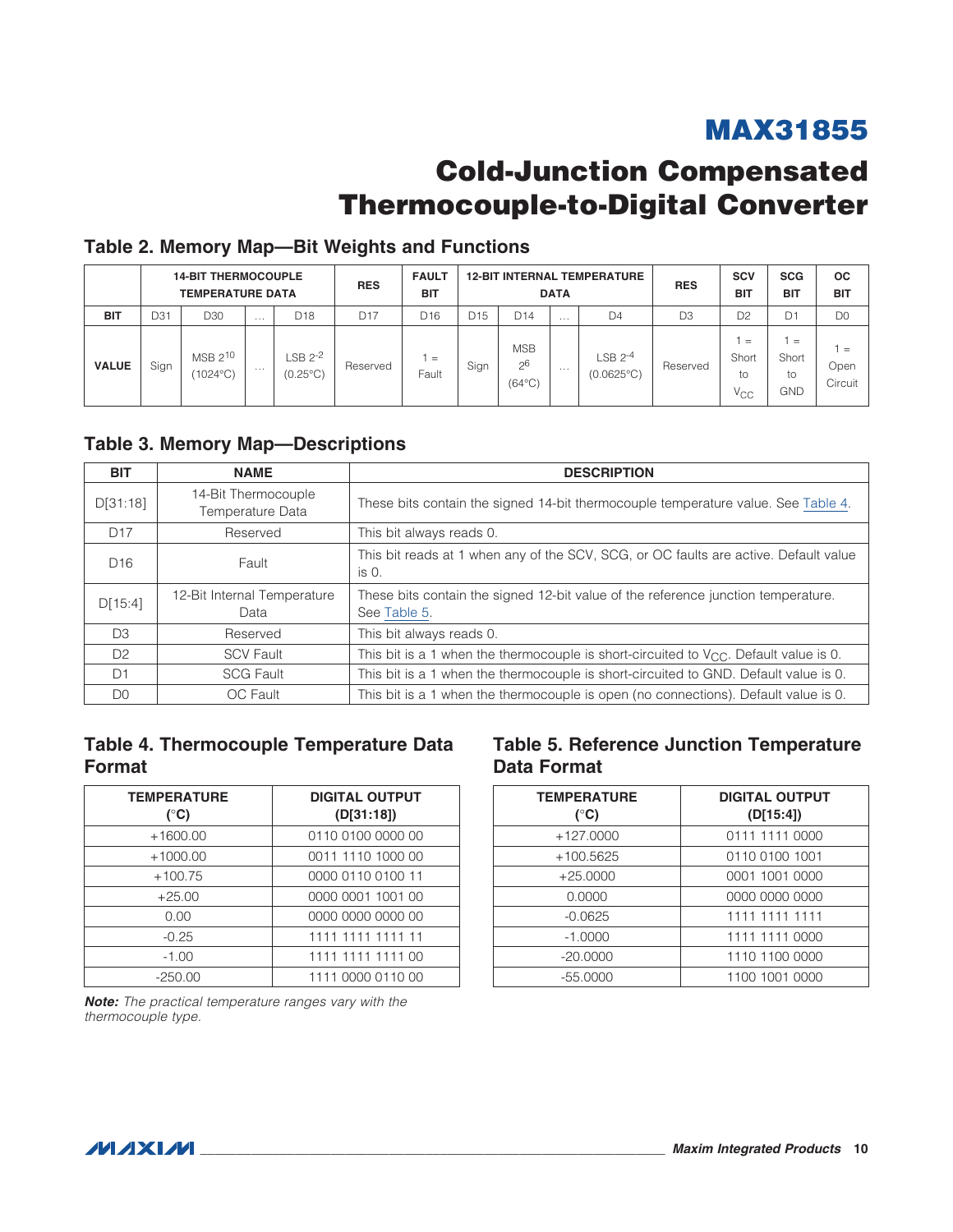## Table 2. Memory Map—Bit Weights and Functions

| | 14-BIT THERMOCOUPLE TEMPERATURE DATA | | | | RES | FAULT BIT | 12-BIT INTERNAL TEMPERATURE DATA | | | | RES | SCV BIT | SCG BIT | OC BIT |
|---|---|---|---|---|---|---|---|---|---|---|---|---|---|---|
| **BIT** | D31 | D30 | … | D18 | D17 | D16 | D15 | D14 | … | D4 | D3 | D2 | D1 | D0 |
| **VALUE** | Sign | MSB $2^{10}$ (1024°C) | … | LSB $2^{-2}$ (0.25°C) | Reserved | 1 = Fault | Sign | MSB $2^{6}$ (64°C) | … | LSB $2^{-4}$ (0.0625°C) | Reserved | 1 = Short to $V_{CC}$ | 1 = Short to GND | 1 = Open Circuit |

## Table 3. Memory Map—Descriptions

| BIT | NAME | DESCRIPTION |
|---|---|---|
| D[31:18] | 14-Bit Thermocouple Temperature Data | These bits contain the signed 14-bit thermocouple temperature value. See Table 4. |
| D17 | Reserved | This bit always reads 0. |
| D16 | Fault | This bit reads at 1 when any of the SCV, SCG, or OC faults are active. Default value is 0. |
| D[15:4] | 12-Bit Internal Temperature Data | These bits contain the signed 12-bit value of the reference junction temperature. See Table 5. |
| D3 | Reserved | This bit always reads 0. |
| D2 | SCV Fault | This bit is a 1 when the thermocouple is short-circuited to $V_{CC}$. Default value is 0. |
| D1 | SCG Fault | This bit is a 1 when the thermocouple is short-circuited to GND. Default value is 0. |
| D0 | OC Fault | This bit is a 1 when the thermocouple is open (no connections). Default value is 0. |

## Table 4. Thermocouple Temperature Data Format

| TEMPERATURE (°C) | DIGITAL OUTPUT (D[31:18]) |
|---|---|
| +1600.00 | 0110 0100 0000 00 |
| +1000.00 | 0011 1110 1000 00 |
| +100.75 | 0000 0110 0100 11 |
| +25.00 | 0000 0001 1001 00 |
| 0.00 | 0000 0000 0000 00 |
| -0.25 | 1111 1111 1111 11 |
| -1.00 | 1111 1111 1111 00 |
| -250.00 | 1111 0000 0110 00 |

***Note:*** *The practical temperature ranges vary with the thermocouple type.*

## Table 5. Reference Junction Temperature Data Format

| TEMPERATURE (°C) | DIGITAL OUTPUT (D[15:4]) |
|---|---|
| +127.0000 | 0111 1111 0000 |
| +100.5625 | 0110 0100 1001 |
| +25.0000 | 0001 1001 0000 |
| 0.0000 | 0000 0000 0000 |
| -0.0625 | 1111 1111 1111 |
| -1.0000 | 1111 1111 0000 |
| -20.0000 | 1110 1100 0000 |
| -55.0000 | 1100 1001 0000 |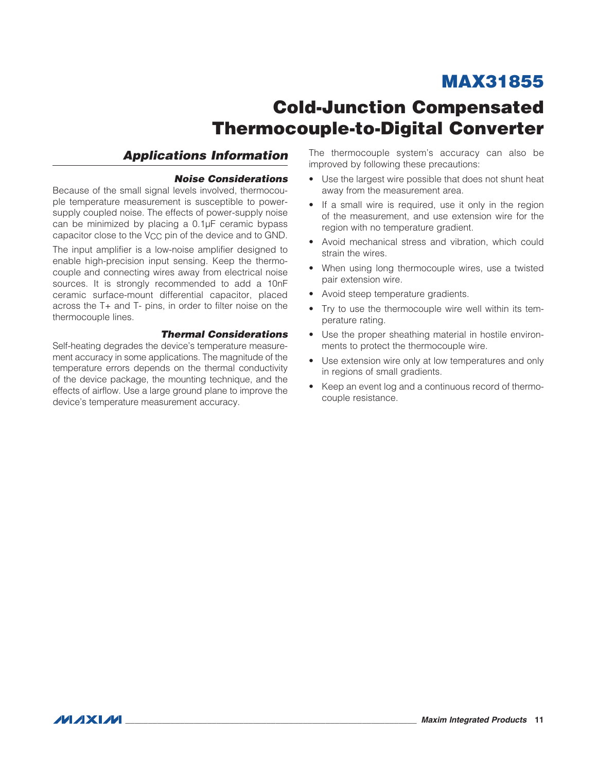## Applications Information

### Noise Considerations

Because of the small signal levels involved, thermocouple temperature measurement is susceptible to power-supply coupled noise. The effects of power-supply noise can be minimized by placing a 0.1µF ceramic bypass capacitor close to the $V_{CC}$ pin of the device and to GND.

The input amplifier is a low-noise amplifier designed to enable high-precision input sensing. Keep the thermocouple and connecting wires away from electrical noise sources. It is strongly recommended to add a 10nF ceramic surface-mount differential capacitor, placed across the T+ and T- pins, in order to filter noise on the thermocouple lines.

### Thermal Considerations

Self-heating degrades the device's temperature measurement accuracy in some applications. The magnitude of the temperature errors depends on the thermal conductivity of the device package, the mounting technique, and the effects of airflow. Use a large ground plane to improve the device's temperature measurement accuracy.

The thermocouple system's accuracy can also be improved by following these precautions:

- Use the largest wire possible that does not shunt heat away from the measurement area.
- If a small wire is required, use it only in the region of the measurement, and use extension wire for the region with no temperature gradient.
- Avoid mechanical stress and vibration, which could strain the wires.
- When using long thermocouple wires, use a twisted pair extension wire.
- Avoid steep temperature gradients.
- Try to use the thermocouple wire well within its temperature rating.
- Use the proper sheathing material in hostile environments to protect the thermocouple wire.
- Use extension wire only at low temperatures and only in regions of small gradients.
- Keep an event log and a continuous record of thermocouple resistance.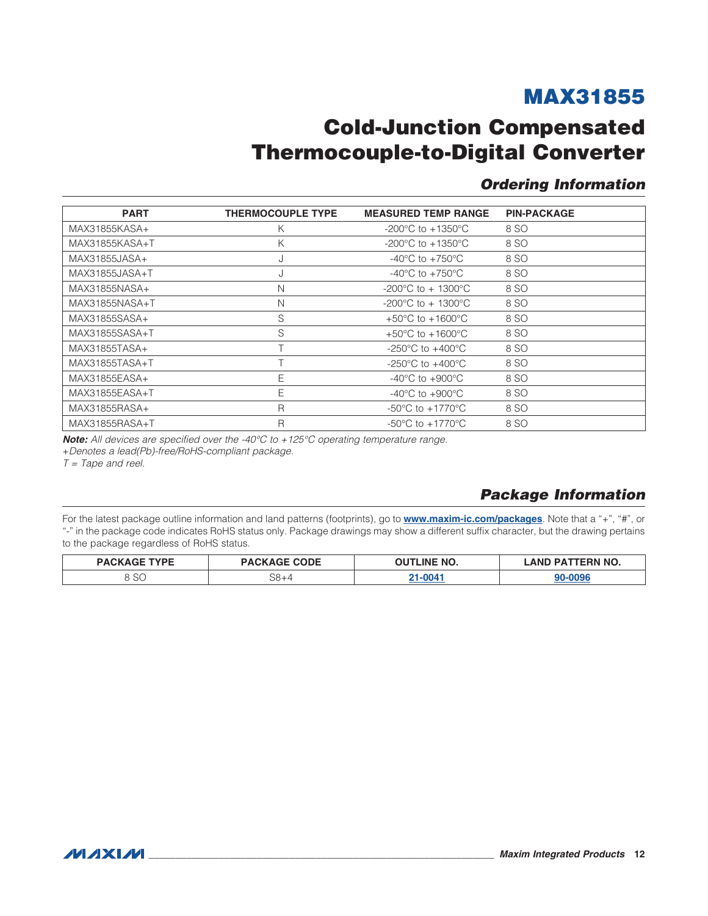## Ordering Information

| PART | THERMOCOUPLE TYPE | MEASURED TEMP RANGE | PIN-PACKAGE |
|---|---|---|---|
| MAX31855KASA+ | K | -200°C to +1350°C | 8 SO |
| MAX31855KASA+T | K | -200°C to +1350°C | 8 SO |
| MAX31855JASA+ | J | -40°C to +750°C | 8 SO |
| MAX31855JASA+T | J | -40°C to +750°C | 8 SO |
| MAX31855NASA+ | N | -200°C to + 1300°C | 8 SO |
| MAX31855NASA+T | N | -200°C to + 1300°C | 8 SO |
| MAX31855SASA+ | S | +50°C to +1600°C | 8 SO |
| MAX31855SASA+T | S | +50°C to +1600°C | 8 SO |
| MAX31855TASA+ | T | -250°C to +400°C | 8 SO |
| MAX31855TASA+T | T | -250°C to +400°C | 8 SO |
| MAX31855EASA+ | E | -40°C to +900°C | 8 SO |
| MAX31855EASA+T | E | -40°C to +900°C | 8 SO |
| MAX31855RASA+ | R | -50°C to +1770°C | 8 SO |
| MAX31855RASA+T | R | -50°C to +1770°C | 8 SO |

***Note:*** *All devices are specified over the -40°C to +125°C operating temperature range.*

*+Denotes a lead(Pb)-free/RoHS-compliant package.*

*T = Tape and reel.*

## Package Information

For the latest package outline information and land patterns (footprints), go to **www.maxim-ic.com/packages**. Note that a "+", "#", or "-" in the package code indicates RoHS status only. Package drawings may show a different suffix character, but the drawing pertains to the package regardless of RoHS status.

| PACKAGE TYPE | PACKAGE CODE | OUTLINE NO. | LAND PATTERN NO. |
|---|---|---|---|
| 8 SO | S8+4 | **21-0041** | **90-0096** |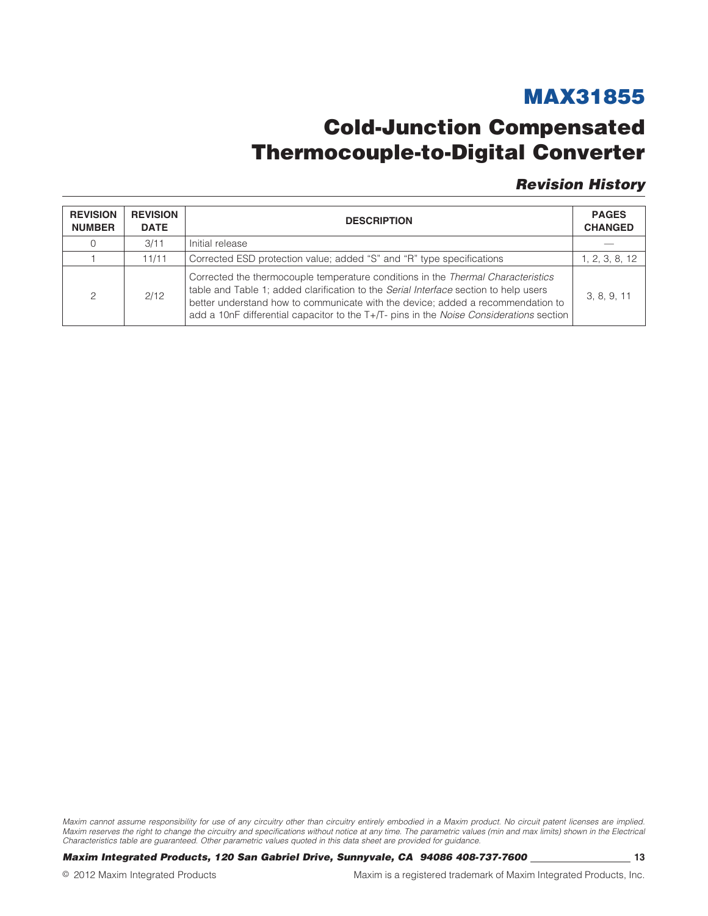# MAX31855

## Cold-Junction Compensated Thermocouple-to-Digital Converter

### *Revision History*

| REVISION NUMBER | REVISION DATE | DESCRIPTION | PAGES CHANGED |
|---|---|---|---|
| 0 | 3/11 | Initial release | — |
| 1 | 11/11 | Corrected ESD protection value; added “S” and “R” type specifications | 1, 2, 3, 8, 12 |
| 2 | 2/12 | Corrected the thermocouple temperature conditions in the *Thermal Characteristics* table and Table 1; added clarification to the *Serial Interface* section to help users better understand how to communicate with the device; added a recommendation to add a 10nF differential capacitor to the T+/T- pins in the *Noise Considerations* section | 3, 8, 9, 11 |

*Maxim cannot assume responsibility for use of any circuitry other than circuitry entirely embodied in a Maxim product. No circuit patent licenses are implied. Maxim reserves the right to change the circuitry and specifications without notice at any time. The parametric values (min and max limits) shown in the Electrical Characteristics table are guaranteed. Other parametric values quoted in this data sheet are provided for guidance.*

***Maxim Integrated Products, 120 San Gabriel Drive, Sunnyvale, CA 94086 408-737-7600***

© 2012 Maxim Integrated Products

Maxim is a registered trademark of Maxim Integrated Products, Inc.